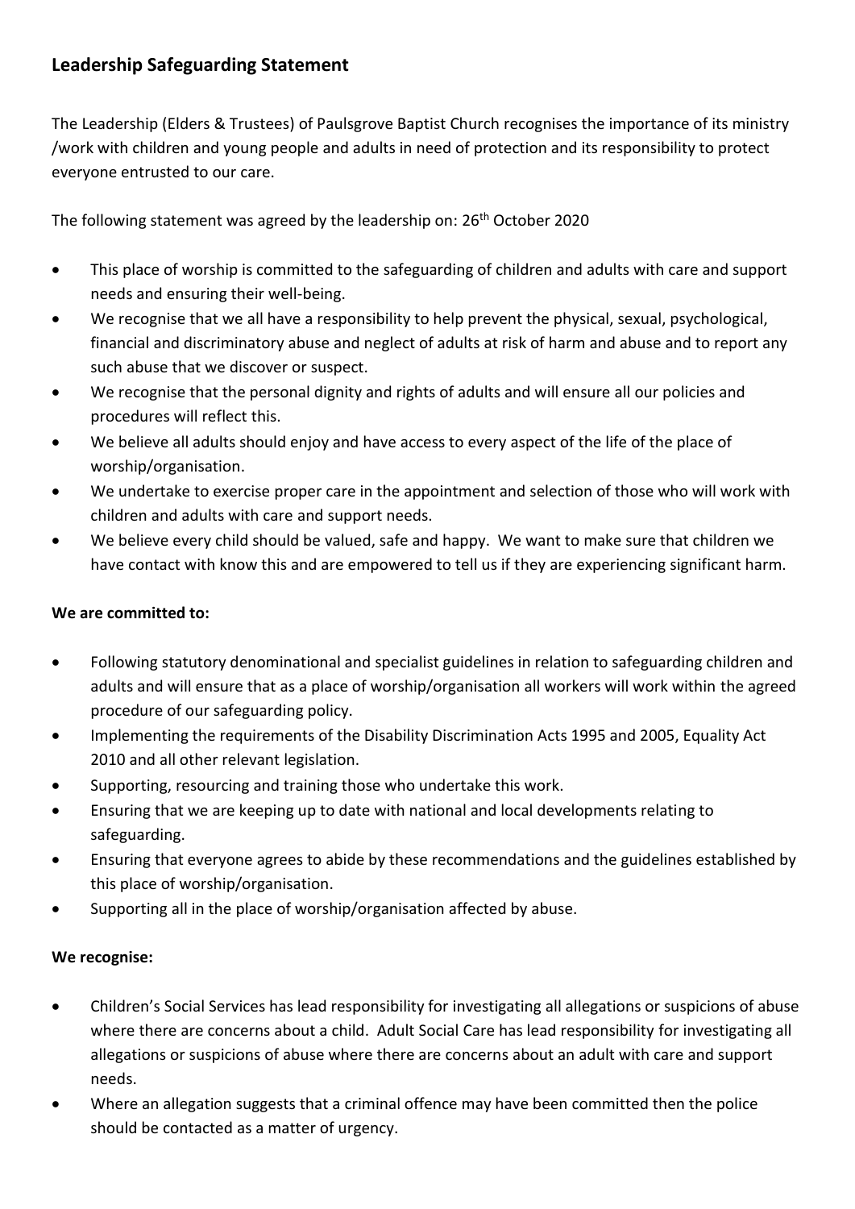## Leadership Safeguarding Statement

The Leadership (Elders & Trustees) of Paulsgrove Baptist Church recognises the importance of its ministry /work with children and young people and adults in need of protection and its responsibility to protect everyone entrusted to our care.

The following statement was agreed by the leadership on: 26th October 2020

- This place of worship is committed to the safeguarding of children and adults with care and support needs and ensuring their well-being.
- We recognise that we all have a responsibility to help prevent the physical, sexual, psychological, financial and discriminatory abuse and neglect of adults at risk of harm and abuse and to report any such abuse that we discover or suspect.
- We recognise that the personal dignity and rights of adults and will ensure all our policies and procedures will reflect this.
- We believe all adults should enjoy and have access to every aspect of the life of the place of worship/organisation.
- We undertake to exercise proper care in the appointment and selection of those who will work with children and adults with care and support needs.
- We believe every child should be valued, safe and happy. We want to make sure that children we have contact with know this and are empowered to tell us if they are experiencing significant harm.

**We are committed to:**

- Following statutory denominational and specialist guidelines in relation to safeguarding children and adults and will ensure that as a place of worship/organisation all workers will work within the agreed procedure of our safeguarding policy.
- Implementing the requirements of the Disability Discrimination Acts 1995 and 2005, Equality Act 2010 and all other relevant legislation.
- Supporting, resourcing and training those who undertake this work.
- Ensuring that we are keeping up to date with national and local developments relating to safeguarding.
- Ensuring that everyone agrees to abide by these recommendations and the guidelines established by this place of worship/organisation.
- Supporting all in the place of worship/organisation affected by abuse.

**We recognise:**

- Children's Social Services has lead responsibility for investigating all allegations or suspicions of abuse where there are concerns about a child. Adult Social Care has lead responsibility for investigating all allegations or suspicions of abuse where there are concerns about an adult with care and support needs.
- Where an allegation suggests that a criminal offence may have been committed then the police should be contacted as a matter of urgency.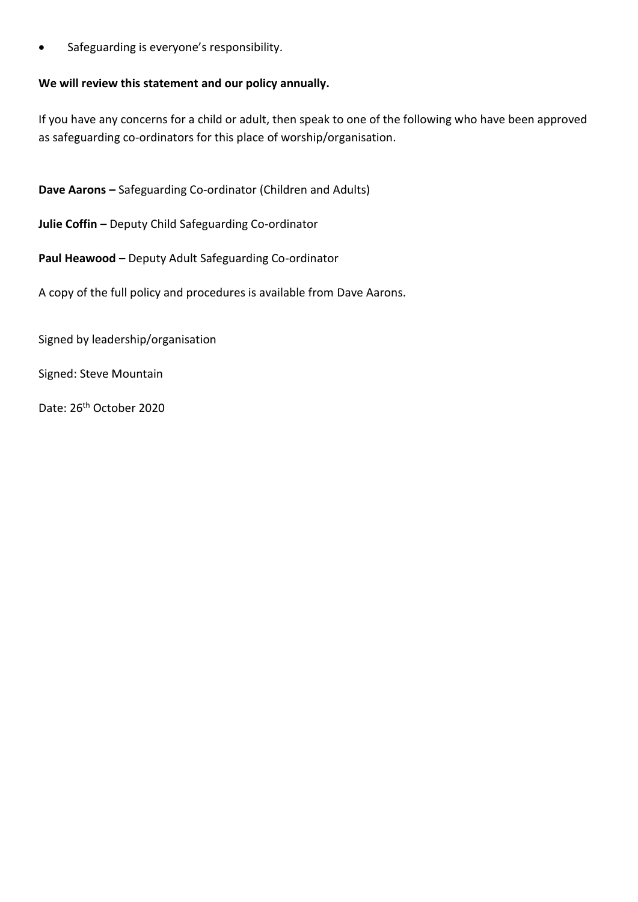- Safeguarding is everyone's responsibility.

**We will review this statement and our policy annually.**

If you have any concerns for a child or adult, then speak to one of the following who have been approved as safeguarding co-ordinators for this place of worship/organisation.

**Dave Aarons –** Safeguarding Co-ordinator (Children and Adults)

**Julie Coffin –** Deputy Child Safeguarding Co-ordinator

**Paul Heawood –** Deputy Adult Safeguarding Co-ordinator

A copy of the full policy and procedures is available from Dave Aarons.

Signed by leadership/organisation

Signed: Steve Mountain

Date: 26th October 2020